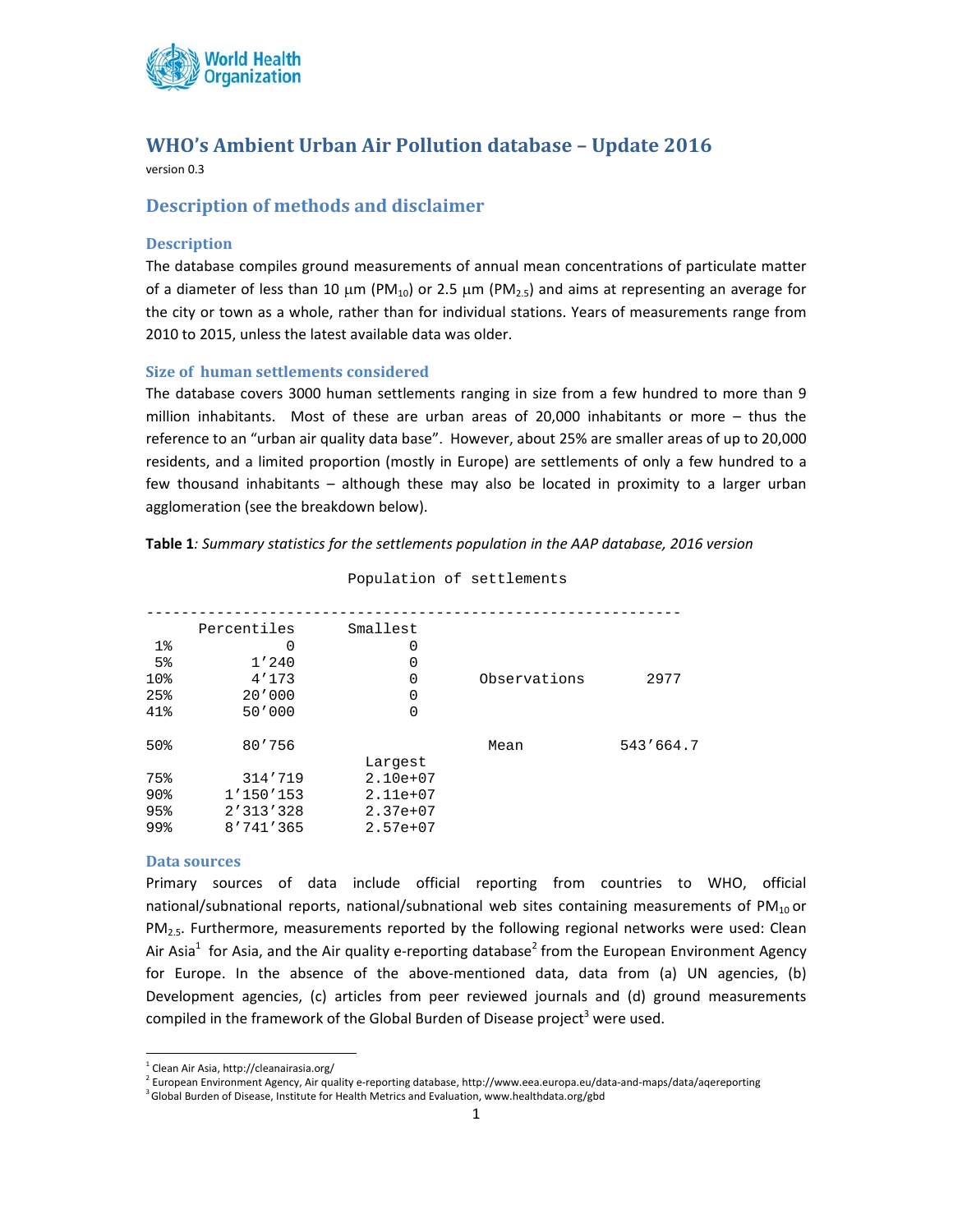# WHO's Ambient Urban Air Pollution database – Update 2016

version 0.3

## Description of methods and disclaimer

### Description

The database compiles ground measurements of annual mean concentrations of particulate matter of a diameter of less than 10 μm ($PM_{10}$) or 2.5 μm ($PM_{2.5}$) and aims at representing an average for the city or town as a whole, rather than for individual stations. Years of measurements range from 2010 to 2015, unless the latest available data was older.

### Size of human settlements considered

The database covers 3000 human settlements ranging in size from a few hundred to more than 9 million inhabitants. Most of these are urban areas of 20,000 inhabitants or more – thus the reference to an "urban air quality data base". However, about 25% are smaller areas of up to 20,000 residents, and a limited proportion (mostly in Europe) are settlements of only a few hundred to a few thousand inhabitants – although these may also be located in proximity to a larger urban agglomeration (see the breakdown below).

**Table 1**: *Summary statistics for the settlements population in the AAP database, 2016 version*

Population of settlements

| | Percentiles | Smallest | | |
|---|---|---|---|---|
| 1% | 0 | 0 | | |
| 5% | 1'240 | 0 | | |
| 10% | 4'173 | 0 | Observations | 2977 |
| 25% | 20'000 | 0 | | |
| 41% | 50'000 | 0 | | |
| 50% | 80'756 | | Mean | 543'664.7 |
| | | Largest | | |
| 75% | 314'719 | 2.10e+07 | | |
| 90% | 1'150'153 | 2.11e+07 | | |
| 95% | 2'313'328 | 2.37e+07 | | |
| 99% | 8'741'365 | 2.57e+07 | | |

### Data sources

Primary sources of data include official reporting from countries to WHO, official national/subnational reports, national/subnational web sites containing measurements of $PM_{10}$ or $PM_{2.5}$. Furthermore, measurements reported by the following regional networks were used: Clean Air Asia[1] for Asia, and the Air quality e-reporting database[2] from the European Environment Agency for Europe. In the absence of the above-mentioned data, data from (a) UN agencies, (b) Development agencies, (c) articles from peer reviewed journals and (d) ground measurements compiled in the framework of the Global Burden of Disease project[3] were used.

[1] Clean Air Asia, http://cleanairasia.org/

[2] European Environment Agency, Air quality e-reporting database, http://www.eea.europa.eu/data-and-maps/data/aqereporting

[3] Global Burden of Disease, Institute for Health Metrics and Evaluation, www.healthdata.org/gbd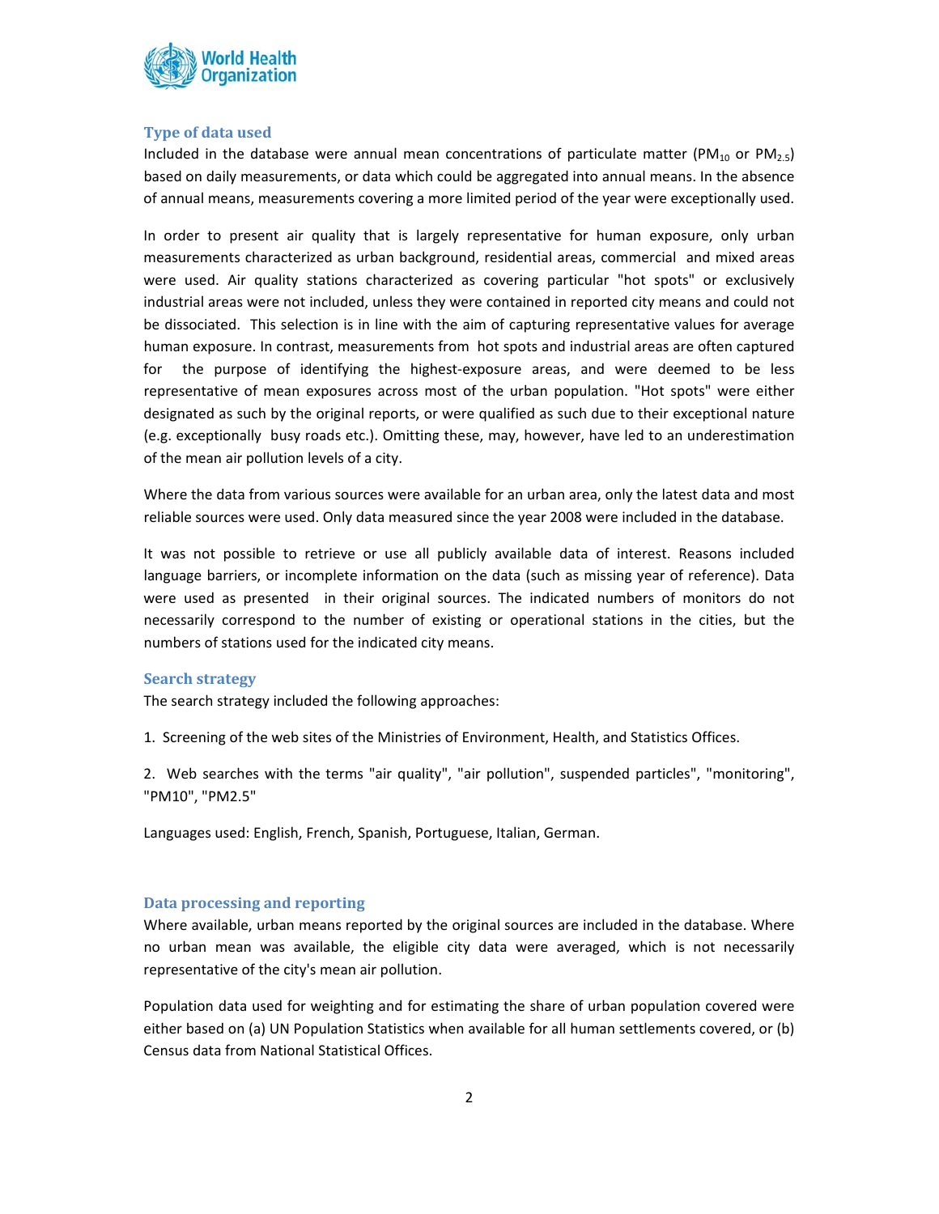## Type of data used

Included in the database were annual mean concentrations of particulate matter ($PM_{10}$ or $PM_{2.5}$) based on daily measurements, or data which could be aggregated into annual means. In the absence of annual means, measurements covering a more limited period of the year were exceptionally used.

In order to present air quality that is largely representative for human exposure, only urban measurements characterized as urban background, residential areas, commercial and mixed areas were used. Air quality stations characterized as covering particular "hot spots" or exclusively industrial areas were not included, unless they were contained in reported city means and could not be dissociated. This selection is in line with the aim of capturing representative values for average human exposure. In contrast, measurements from hot spots and industrial areas are often captured for the purpose of identifying the highest-exposure areas, and were deemed to be less representative of mean exposures across most of the urban population. "Hot spots" were either designated as such by the original reports, or were qualified as such due to their exceptional nature (e.g. exceptionally busy roads etc.). Omitting these, may, however, have led to an underestimation of the mean air pollution levels of a city.

Where the data from various sources were available for an urban area, only the latest data and most reliable sources were used. Only data measured since the year 2008 were included in the database.

It was not possible to retrieve or use all publicly available data of interest. Reasons included language barriers, or incomplete information on the data (such as missing year of reference). Data were used as presented in their original sources. The indicated numbers of monitors do not necessarily correspond to the number of existing or operational stations in the cities, but the numbers of stations used for the indicated city means.

## Search strategy

The search strategy included the following approaches:

1. Screening of the web sites of the Ministries of Environment, Health, and Statistics Offices.

2. Web searches with the terms "air quality", "air pollution", suspended particles", "monitoring", "PM10", "PM2.5"

Languages used: English, French, Spanish, Portuguese, Italian, German.

## Data processing and reporting

Where available, urban means reported by the original sources are included in the database. Where no urban mean was available, the eligible city data were averaged, which is not necessarily representative of the city's mean air pollution.

Population data used for weighting and for estimating the share of urban population covered were either based on (a) UN Population Statistics when available for all human settlements covered, or (b) Census data from National Statistical Offices.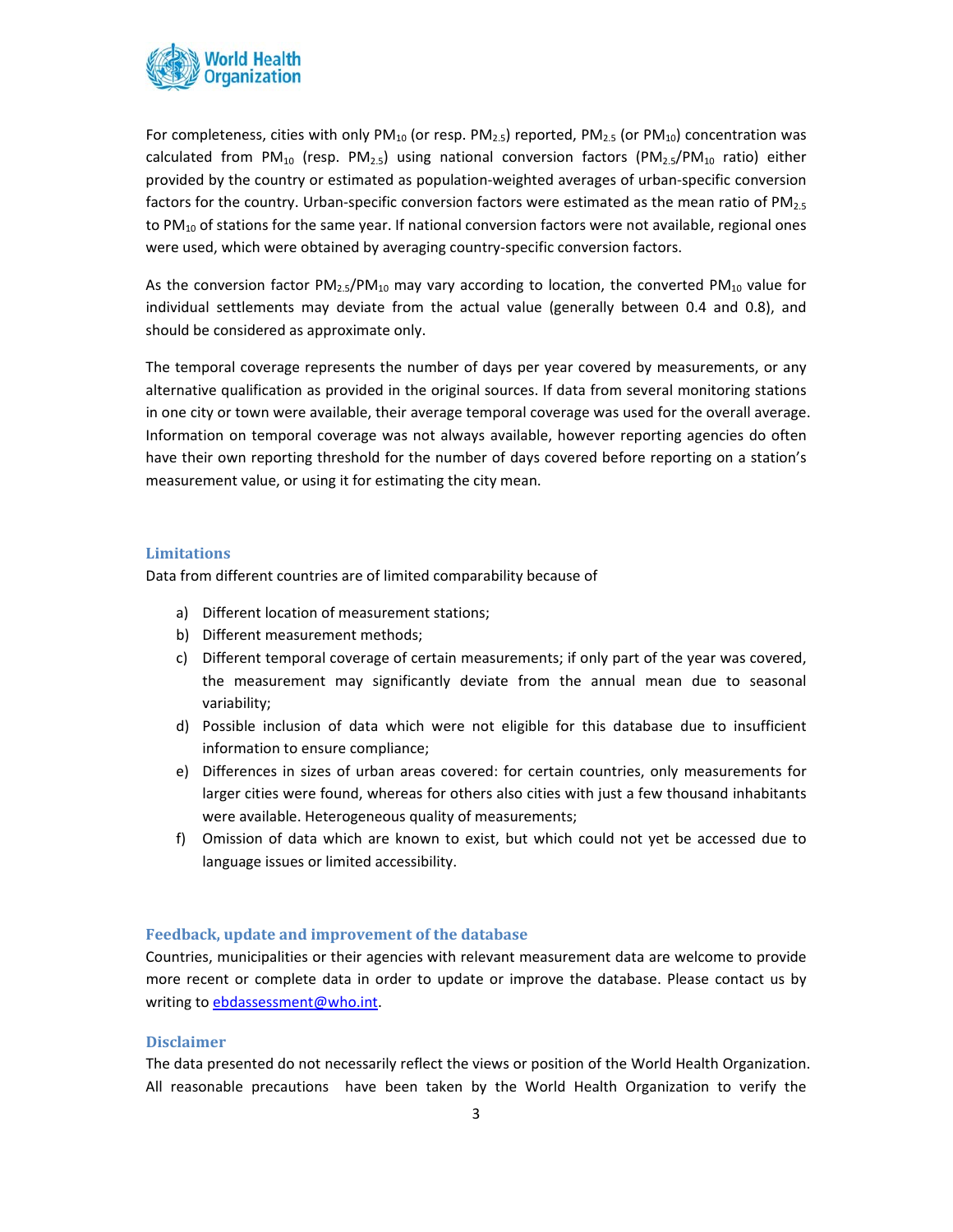For completeness, cities with only $PM_{10}$ (or resp. $PM_{2.5}$) reported, $PM_{2.5}$ (or $PM_{10}$) concentration was calculated from $PM_{10}$ (resp. $PM_{2.5}$) using national conversion factors ($PM_{2.5}/PM_{10}$ ratio) either provided by the country or estimated as population-weighted averages of urban-specific conversion factors for the country. Urban-specific conversion factors were estimated as the mean ratio of $PM_{2.5}$ to $PM_{10}$ of stations for the same year. If national conversion factors were not available, regional ones were used, which were obtained by averaging country-specific conversion factors.

As the conversion factor $PM_{2.5}/PM_{10}$ may vary according to location, the converted $PM_{10}$ value for individual settlements may deviate from the actual value (generally between 0.4 and 0.8), and should be considered as approximate only.

The temporal coverage represents the number of days per year covered by measurements, or any alternative qualification as provided in the original sources. If data from several monitoring stations in one city or town were available, their average temporal coverage was used for the overall average. Information on temporal coverage was not always available, however reporting agencies do often have their own reporting threshold for the number of days covered before reporting on a station's measurement value, or using it for estimating the city mean.

### Limitations

Data from different countries are of limited comparability because of

a) Different location of measurement stations;
b) Different measurement methods;
c) Different temporal coverage of certain measurements; if only part of the year was covered, the measurement may significantly deviate from the annual mean due to seasonal variability;
d) Possible inclusion of data which were not eligible for this database due to insufficient information to ensure compliance;
e) Differences in sizes of urban areas covered: for certain countries, only measurements for larger cities were found, whereas for others also cities with just a few thousand inhabitants were available. Heterogeneous quality of measurements;
f) Omission of data which are known to exist, but which could not yet be accessed due to language issues or limited accessibility.

### Feedback, update and improvement of the database

Countries, municipalities or their agencies with relevant measurement data are welcome to provide more recent or complete data in order to update or improve the database. Please contact us by writing to ebdassessment@who.int.

### Disclaimer

The data presented do not necessarily reflect the views or position of the World Health Organization. All reasonable precautions have been taken by the World Health Organization to verify the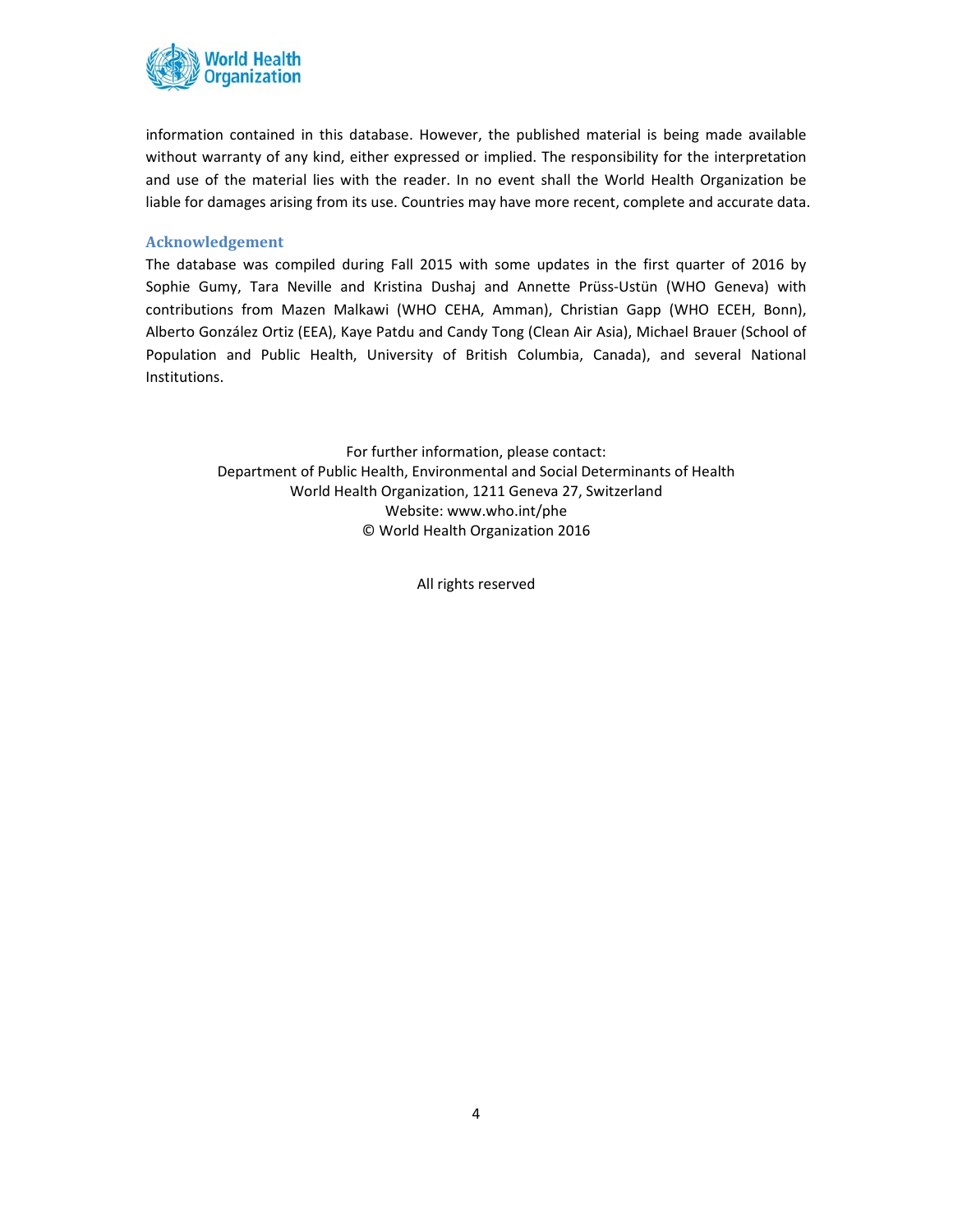information contained in this database. However, the published material is being made available without warranty of any kind, either expressed or implied. The responsibility for the interpretation and use of the material lies with the reader. In no event shall the World Health Organization be liable for damages arising from its use. Countries may have more recent, complete and accurate data.

## Acknowledgement

The database was compiled during Fall 2015 with some updates in the first quarter of 2016 by Sophie Gumy, Tara Neville and Kristina Dushaj and Annette Prüss-Ustün (WHO Geneva) with contributions from Mazen Malkawi (WHO CEHA, Amman), Christian Gapp (WHO ECEH, Bonn), Alberto González Ortiz (EEA), Kaye Patdu and Candy Tong (Clean Air Asia), Michael Brauer (School of Population and Public Health, University of British Columbia, Canada), and several National Institutions.

For further information, please contact:
Department of Public Health, Environmental and Social Determinants of Health
World Health Organization, 1211 Geneva 27, Switzerland
Website: www.who.int/phe
© World Health Organization 2016

All rights reserved